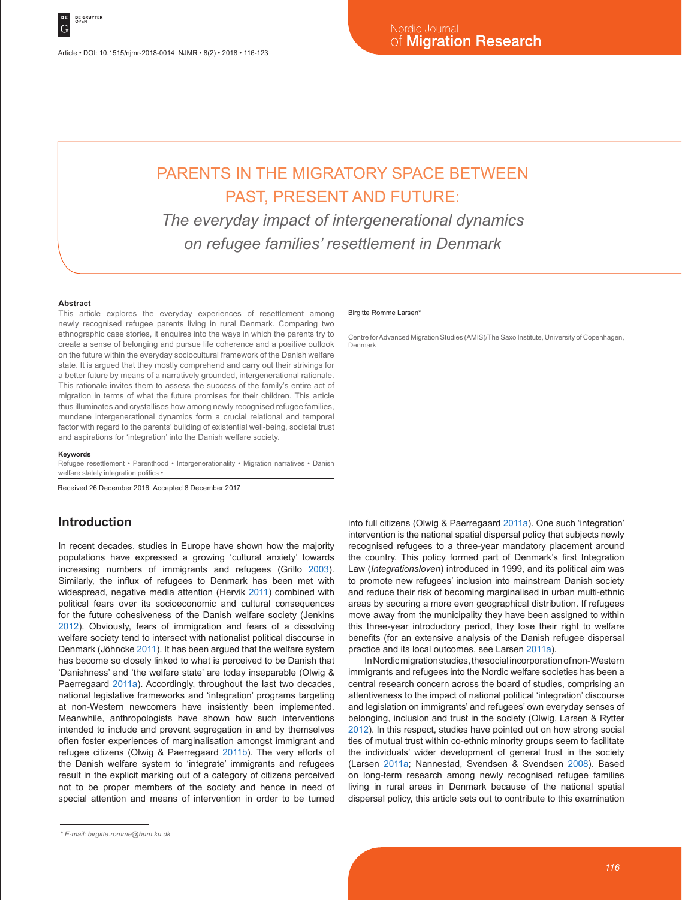# PARENTS IN THE MIGRATORY SPACE BETWEEN PAST, PRESENT AND FUTURE:

## *The everyday impact of intergenerational dynamics on refugee families' resettlement in Denmark*

Birgitte Romme Larsen*

Centre for Advanced Migration Studies (AMIS)/The Saxo Institute, University of Copenhagen, Denmark

### Abstract

This article explores the everyday experiences of resettlement among newly recognised refugee parents living in rural Denmark. Comparing two ethnographic case stories, it enquires into the ways in which the parents try to create a sense of belonging and pursue life coherence and a positive outlook on the future within the everyday sociocultural framework of the Danish welfare state. It is argued that they mostly comprehend and carry out their strivings for a better future by means of a narratively grounded, intergenerational rationale. This rationale invites them to assess the success of the family's entire act of migration in terms of what the future promises for their children. This article thus illuminates and crystallises how among newly recognised refugee families, mundane intergenerational dynamics form a crucial relational and temporal factor with regard to the parents' building of existential well-being, societal trust and aspirations for 'integration' into the Danish welfare society.

### Keywords

Refugee resettlement • Parenthood • Intergenerationality • Migration narratives • Danish welfare stately integration politics •

Received 26 December 2016; Accepted 8 December 2017

## Introduction

In recent decades, studies in Europe have shown how the majority populations have expressed a growing 'cultural anxiety' towards increasing numbers of immigrants and refugees (Grillo 2003). Similarly, the influx of refugees to Denmark has been met with widespread, negative media attention (Hervik 2011) combined with political fears over its socioeconomic and cultural consequences for the future cohesiveness of the Danish welfare society (Jenkins 2012). Obviously, fears of immigration and fears of a dissolving welfare society tend to intersect with nationalist political discourse in Denmark (Jöhncke 2011). It has been argued that the welfare system has become so closely linked to what is perceived to be Danish that 'Danishness' and 'the welfare state' are today inseparable (Olwig & Paerregaard 2011a). Accordingly, throughout the last two decades, national legislative frameworks and 'integration' programs targeting at non-Western newcomers have insistently been implemented. Meanwhile, anthropologists have shown how such interventions intended to include and prevent segregation in and by themselves often foster experiences of marginalisation amongst immigrant and refugee citizens (Olwig & Paerregaard 2011b). The very efforts of the Danish welfare system to 'integrate' immigrants and refugees result in the explicit marking out of a category of citizens perceived not to be proper members of the society and hence in need of special attention and means of intervention in order to be turned into full citizens (Olwig & Paerregaard 2011a). One such 'integration' intervention is the national spatial dispersal policy that subjects newly recognised refugees to a three-year mandatory placement around the country. This policy formed part of Denmark's first Integration Law (*Integrationsloven*) introduced in 1999, and its political aim was to promote new refugees' inclusion into mainstream Danish society and reduce their risk of becoming marginalised in urban multi-ethnic areas by securing a more even geographical distribution. If refugees move away from the municipality they have been assigned to within this three-year introductory period, they lose their right to welfare benefits (for an extensive analysis of the Danish refugee dispersal practice and its local outcomes, see Larsen 2011a).

In Nordic migration studies, the social incorporation of non-Western immigrants and refugees into the Nordic welfare societies has been a central research concern across the board of studies, comprising an attentiveness to the impact of national political 'integration' discourse and legislation on immigrants' and refugees' own everyday senses of belonging, inclusion and trust in the society (Olwig, Larsen & Rytter 2012). In this respect, studies have pointed out on how strong social ties of mutual trust within co-ethnic minority groups seem to facilitate the individuals' wider development of general trust in the society (Larsen 2011a; Nannestad, Svendsen & Svendsen 2008). Based on long-term research among newly recognised refugee families living in rural areas in Denmark because of the national spatial dispersal policy, this article sets out to contribute to this examination

\* E-mail: birgitte.romme@hum.ku.dk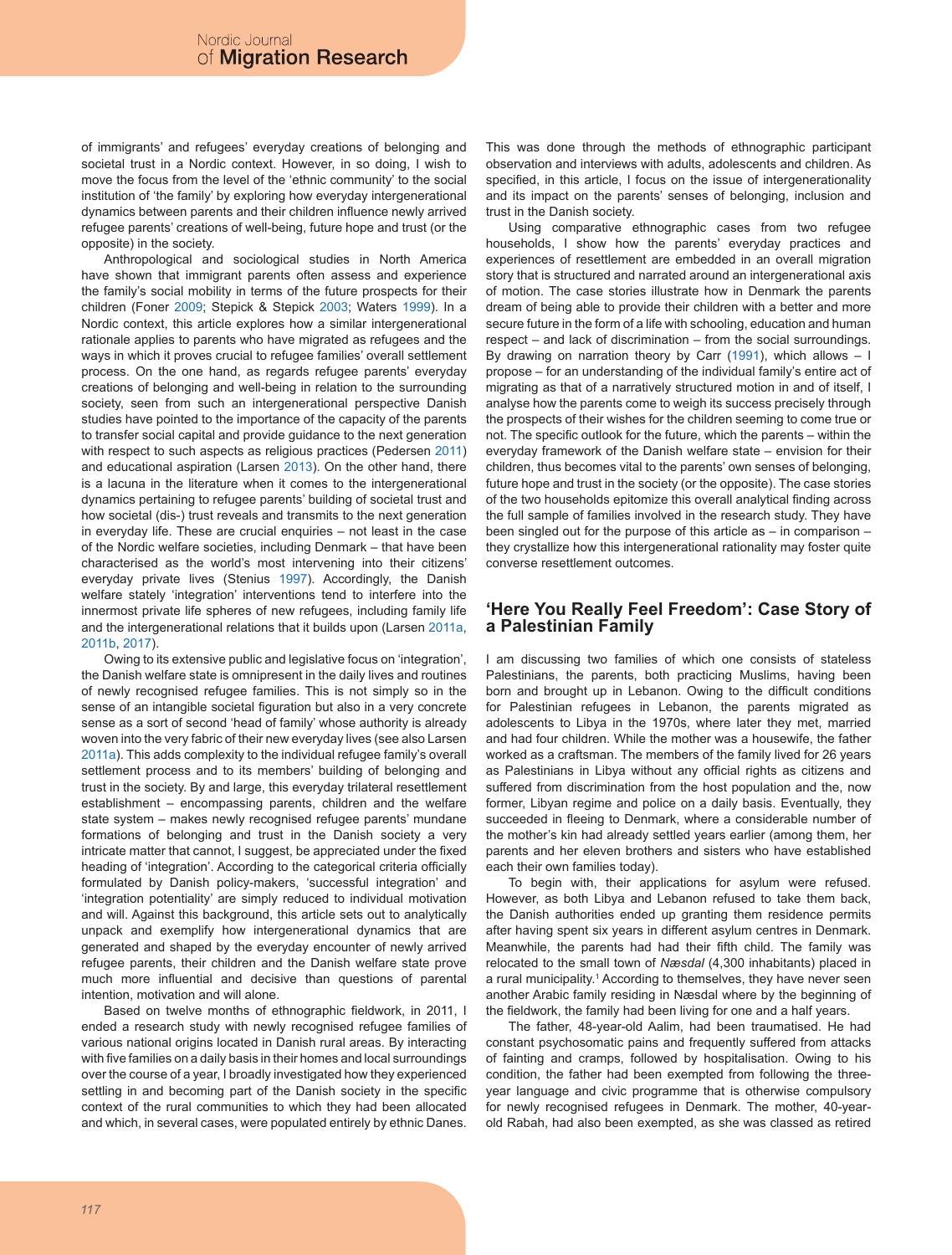of immigrants' and refugees' everyday creations of belonging and societal trust in a Nordic context. However, in so doing, I wish to move the focus from the level of the 'ethnic community' to the social institution of 'the family' by exploring how everyday intergenerational dynamics between parents and their children influence newly arrived refugee parents' creations of well-being, future hope and trust (or the opposite) in the society.

Anthropological and sociological studies in North America have shown that immigrant parents often assess and experience the family's social mobility in terms of the future prospects for their children (Foner 2009; Stepick & Stepick 2003; Waters 1999). In a Nordic context, this article explores how a similar intergenerational rationale applies to parents who have migrated as refugees and the ways in which it proves crucial to refugee families' overall settlement process. On the one hand, as regards refugee parents' everyday creations of belonging and well-being in relation to the surrounding society, seen from such an intergenerational perspective Danish studies have pointed to the importance of the capacity of the parents to transfer social capital and provide guidance to the next generation with respect to such aspects as religious practices (Pedersen 2011) and educational aspiration (Larsen 2013). On the other hand, there is a lacuna in the literature when it comes to the intergenerational dynamics pertaining to refugee parents' building of societal trust and how societal (dis-) trust reveals and transmits to the next generation in everyday life. These are crucial enquiries – not least in the case of the Nordic welfare societies, including Denmark – that have been characterised as the world's most intervening into their citizens' everyday private lives (Stenius 1997). Accordingly, the Danish welfare stately 'integration' interventions tend to interfere into the innermost private life spheres of new refugees, including family life and the intergenerational relations that it builds upon (Larsen 2011a, 2011b, 2017).

Owing to its extensive public and legislative focus on 'integration', the Danish welfare state is omnipresent in the daily lives and routines of newly recognised refugee families. This is not simply so in the sense of an intangible societal figuration but also in a very concrete sense as a sort of second 'head of family' whose authority is already woven into the very fabric of their new everyday lives (see also Larsen 2011a). This adds complexity to the individual refugee family's overall settlement process and to its members' building of belonging and trust in the society. By and large, this everyday trilateral resettlement establishment – encompassing parents, children and the welfare state system – makes newly recognised refugee parents' mundane formations of belonging and trust in the Danish society a very intricate matter that cannot, I suggest, be appreciated under the fixed heading of 'integration'. According to the categorical criteria officially formulated by Danish policy-makers, 'successful integration' and 'integration potentiality' are simply reduced to individual motivation and will. Against this background, this article sets out to analytically unpack and exemplify how intergenerational dynamics that are generated and shaped by the everyday encounter of newly arrived refugee parents, their children and the Danish welfare state prove much more influential and decisive than questions of parental intention, motivation and will alone.

Based on twelve months of ethnographic fieldwork, in 2011, I ended a research study with newly recognised refugee families of various national origins located in Danish rural areas. By interacting with five families on a daily basis in their homes and local surroundings over the course of a year, I broadly investigated how they experienced settling in and becoming part of the Danish society in the specific context of the rural communities to which they had been allocated and which, in several cases, were populated entirely by ethnic Danes. This was done through the methods of ethnographic participant observation and interviews with adults, adolescents and children. As specified, in this article, I focus on the issue of intergenerationality and its impact on the parents' senses of belonging, inclusion and trust in the Danish society.

Using comparative ethnographic cases from two refugee households, I show how the parents' everyday practices and experiences of resettlement are embedded in an overall migration story that is structured and narrated around an intergenerational axis of motion. The case stories illustrate how in Denmark the parents dream of being able to provide their children with a better and more secure future in the form of a life with schooling, education and human respect – and lack of discrimination – from the social surroundings. By drawing on narration theory by Carr (1991), which allows – I propose – for an understanding of the individual family's entire act of migrating as that of a narratively structured motion in and of itself, I analyse how the parents come to weigh its success precisely through the prospects of their wishes for the children seeming to come true or not. The specific outlook for the future, which the parents – within the everyday framework of the Danish welfare state – envision for their children, thus becomes vital to the parents' own senses of belonging, future hope and trust in the society (or the opposite). The case stories of the two households epitomize this overall analytical finding across the full sample of families involved in the research study. They have been singled out for the purpose of this article as – in comparison – they crystallize how this intergenerational rationality may foster quite converse resettlement outcomes.

## 'Here You Really Feel Freedom': Case Story of a Palestinian Family

I am discussing two families of which one consists of stateless Palestinians, the parents, both practicing Muslims, having been born and brought up in Lebanon. Owing to the difficult conditions for Palestinian refugees in Lebanon, the parents migrated as adolescents to Libya in the 1970s, where later they met, married and had four children. While the mother was a housewife, the father worked as a craftsman. The members of the family lived for 26 years as Palestinians in Libya without any official rights as citizens and suffered from discrimination from the host population and the, now former, Libyan regime and police on a daily basis. Eventually, they succeeded in fleeing to Denmark, where a considerable number of the mother's kin had already settled years earlier (among them, her parents and her eleven brothers and sisters who have established each their own families today).

To begin with, their applications for asylum were refused. However, as both Libya and Lebanon refused to take them back, the Danish authorities ended up granting them residence permits after having spent six years in different asylum centres in Denmark. Meanwhile, the parents had had their fifth child. The family was relocated to the small town of *Næsdal* (4,300 inhabitants) placed in a rural municipality.[1] According to themselves, they have never seen another Arabic family residing in Næsdal where by the beginning of the fieldwork, the family had been living for one and a half years.

The father, 48-year-old Aalim, had been traumatised. He had constant psychosomatic pains and frequently suffered from attacks of fainting and cramps, followed by hospitalisation. Owing to his condition, the father had been exempted from following the three-year language and civic programme that is otherwise compulsory for newly recognised refugees in Denmark. The mother, 40-year-old Rabah, had also been exempted, as she was classed as retired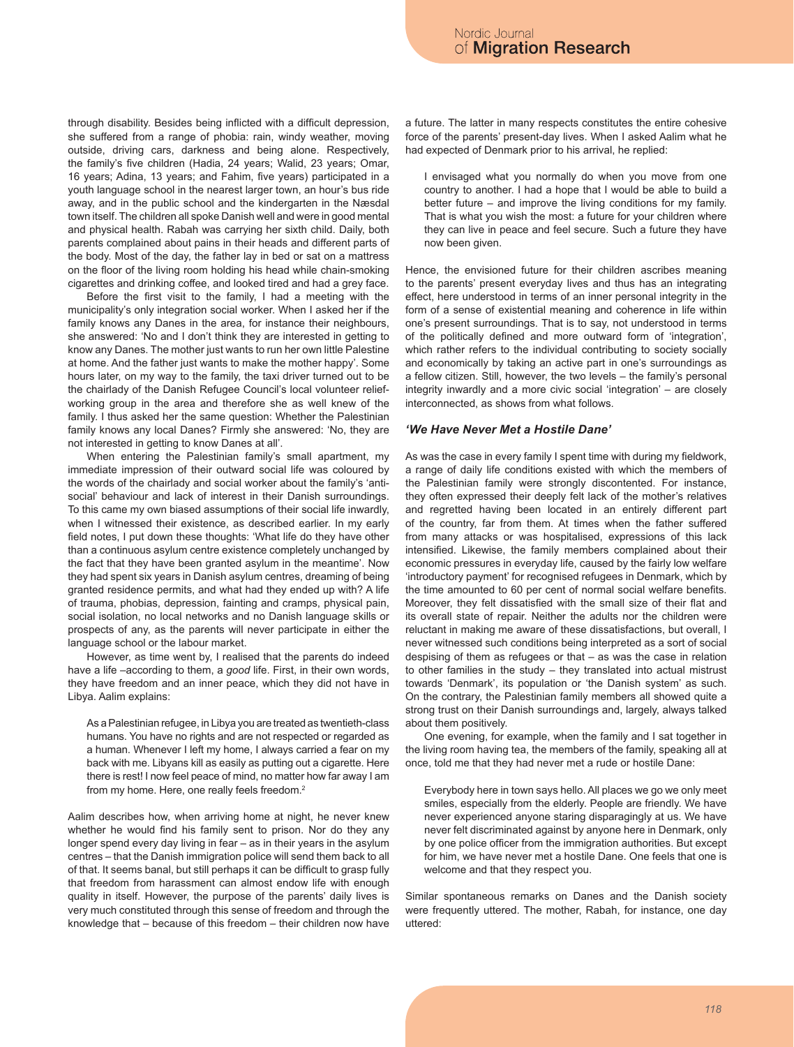through disability. Besides being inflicted with a difficult depression, she suffered from a range of phobia: rain, windy weather, moving outside, driving cars, darkness and being alone. Respectively, the family's five children (Hadia, 24 years; Walid, 23 years; Omar, 16 years; Adina, 13 years; and Fahim, five years) participated in a youth language school in the nearest larger town, an hour's bus ride away, and in the public school and the kindergarten in the Næsdal town itself. The children all spoke Danish well and were in good mental and physical health. Rabah was carrying her sixth child. Daily, both parents complained about pains in their heads and different parts of the body. Most of the day, the father lay in bed or sat on a mattress on the floor of the living room holding his head while chain-smoking cigarettes and drinking coffee, and looked tired and had a grey face.

Before the first visit to the family, I had a meeting with the municipality's only integration social worker. When I asked her if the family knows any Danes in the area, for instance their neighbours, she answered: 'No and I don't think they are interested in getting to know any Danes. The mother just wants to run her own little Palestine at home. And the father just wants to make the mother happy'. Some hours later, on my way to the family, the taxi driver turned out to be the chairlady of the Danish Refugee Council's local volunteer relief-working group in the area and therefore she as well knew of the family. I thus asked her the same question: Whether the Palestinian family knows any local Danes? Firmly she answered: 'No, they are not interested in getting to know Danes at all'.

When entering the Palestinian family's small apartment, my immediate impression of their outward social life was coloured by the words of the chairlady and social worker about the family's 'anti-social' behaviour and lack of interest in their Danish surroundings. To this came my own biased assumptions of their social life inwardly, when I witnessed their existence, as described earlier. In my early field notes, I put down these thoughts: 'What life do they have other than a continuous asylum centre existence completely unchanged by the fact that they have been granted asylum in the meantime'. Now they had spent six years in Danish asylum centres, dreaming of being granted residence permits, and what had they ended up with? A life of trauma, phobias, depression, fainting and cramps, physical pain, social isolation, no local networks and no Danish language skills or prospects of any, as the parents will never participate in either the language school or the labour market.

However, as time went by, I realised that the parents do indeed have a life –according to them, a *good* life. First, in their own words, they have freedom and an inner peace, which they did not have in Libya. Aalim explains:

> As a Palestinian refugee, in Libya you are treated as twentieth-class humans. You have no rights and are not respected or regarded as a human. Whenever I left my home, I always carried a fear on my back with me. Libyans kill as easily as putting out a cigarette. Here there is rest! I now feel peace of mind, no matter how far away I am from my home. Here, one really feels freedom.[2]

Aalim describes how, when arriving home at night, he never knew whether he would find his family sent to prison. Nor do they any longer spend every day living in fear – as in their years in the asylum centres – that the Danish immigration police will send them back to all of that. It seems banal, but still perhaps it can be difficult to grasp fully that freedom from harassment can almost endow life with enough quality in itself. However, the purpose of the parents' daily lives is very much constituted through this sense of freedom and through the knowledge that – because of this freedom – their children now have a future. The latter in many respects constitutes the entire cohesive force of the parents' present-day lives. When I asked Aalim what he had expected of Denmark prior to his arrival, he replied:

> I envisaged what you normally do when you move from one country to another. I had a hope that I would be able to build a better future – and improve the living conditions for my family. That is what you wish the most: a future for your children where they can live in peace and feel secure. Such a future they have now been given.

Hence, the envisioned future for their children ascribes meaning to the parents' present everyday lives and thus has an integrating effect, here understood in terms of an inner personal integrity in the form of a sense of existential meaning and coherence in life within one's present surroundings. That is to say, not understood in terms of the politically defined and more outward form of 'integration', which rather refers to the individual contributing to society socially and economically by taking an active part in one's surroundings as a fellow citizen. Still, however, the two levels – the family's personal integrity inwardly and a more civic social 'integration' – are closely interconnected, as shows from what follows.

### *'We Have Never Met a Hostile Dane'*

As was the case in every family I spent time with during my fieldwork, a range of daily life conditions existed with which the members of the Palestinian family were strongly discontented. For instance, they often expressed their deeply felt lack of the mother's relatives and regretted having been located in an entirely different part of the country, far from them. At times when the father suffered from many attacks or was hospitalised, expressions of this lack intensified. Likewise, the family members complained about their economic pressures in everyday life, caused by the fairly low welfare 'introductory payment' for recognised refugees in Denmark, which by the time amounted to 60 per cent of normal social welfare benefits. Moreover, they felt dissatisfied with the small size of their flat and its overall state of repair. Neither the adults nor the children were reluctant in making me aware of these dissatisfactions, but overall, I never witnessed such conditions being interpreted as a sort of social despising of them as refugees or that – as was the case in relation to other families in the study – they translated into actual mistrust towards 'Denmark', its population or 'the Danish system' as such. On the contrary, the Palestinian family members all showed quite a strong trust on their Danish surroundings and, largely, always talked about them positively.

One evening, for example, when the family and I sat together in the living room having tea, the members of the family, speaking all at once, told me that they had never met a rude or hostile Dane:

> Everybody here in town says hello. All places we go we only meet smiles, especially from the elderly. People are friendly. We have never experienced anyone staring disparagingly at us. We have never felt discriminated against by anyone here in Denmark, only by one police officer from the immigration authorities. But except for him, we have never met a hostile Dane. One feels that one is welcome and that they respect you.

Similar spontaneous remarks on Danes and the Danish society were frequently uttered. The mother, Rabah, for instance, one day uttered: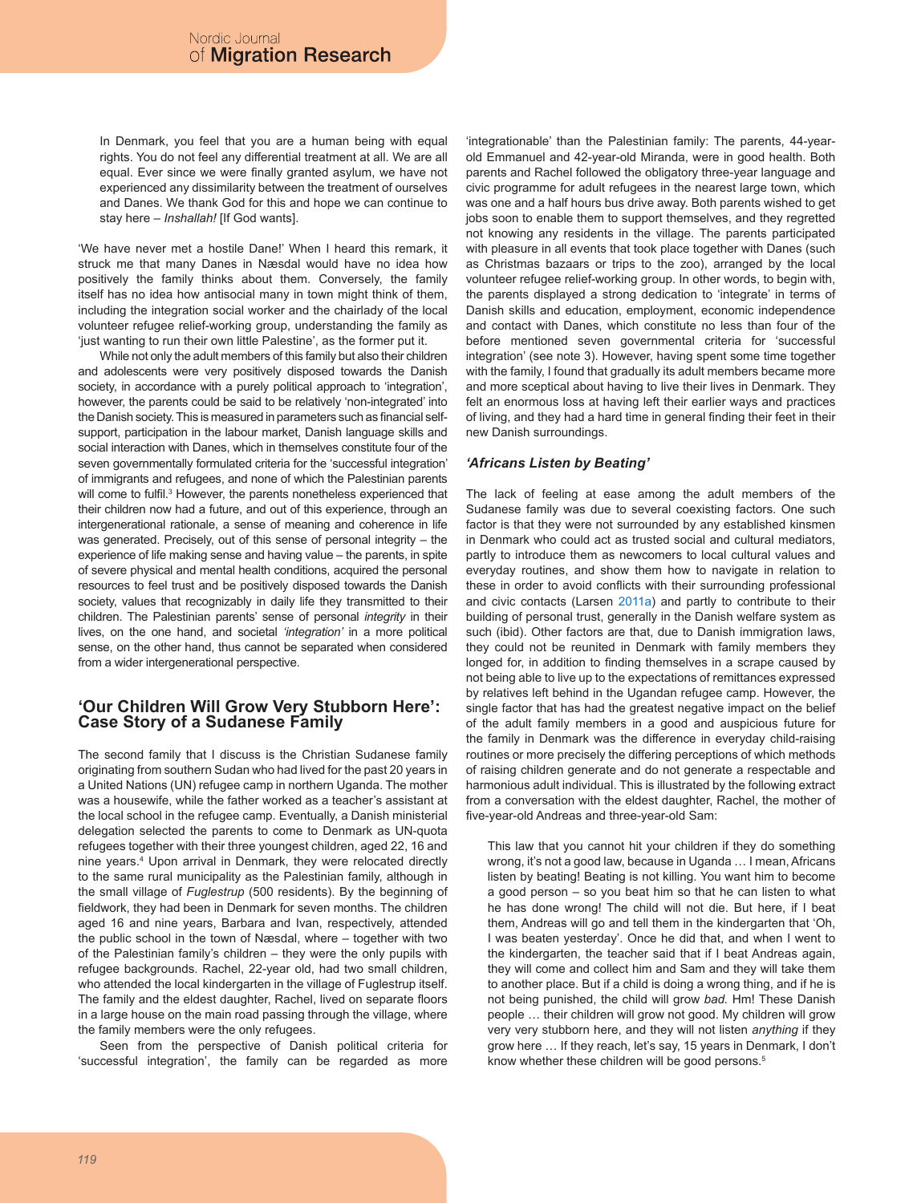> In Denmark, you feel that you are a human being with equal rights. You do not feel any differential treatment at all. We are all equal. Ever since we were finally granted asylum, we have not experienced any dissimilarity between the treatment of ourselves and Danes. We thank God for this and hope we can continue to stay here – *Inshallah!* [If God wants].

'We have never met a hostile Dane!' When I heard this remark, it struck me that many Danes in Næsdal would have no idea how positively the family thinks about them. Conversely, the family itself has no idea how antisocial many in town might think of them, including the integration social worker and the chairlady of the local volunteer refugee relief-working group, understanding the family as 'just wanting to run their own little Palestine', as the former put it.

While not only the adult members of this family but also their children and adolescents were very positively disposed towards the Danish society, in accordance with a purely political approach to 'integration', however, the parents could be said to be relatively 'non-integrated' into the Danish society. This is measured in parameters such as financial self-support, participation in the labour market, Danish language skills and social interaction with Danes, which in themselves constitute four of the seven governmentally formulated criteria for the 'successful integration' of immigrants and refugees, and none of which the Palestinian parents will come to fulfil.[3] However, the parents nonetheless experienced that their children now had a future, and out of this experience, through an intergenerational rationale, a sense of meaning and coherence in life was generated. Precisely, out of this sense of personal integrity – the experience of life making sense and having value – the parents, in spite of severe physical and mental health conditions, acquired the personal resources to feel trust and be positively disposed towards the Danish society, values that recognizably in daily life they transmitted to their children. The Palestinian parents' sense of personal *integrity* in their lives, on the one hand, and societal *'integration'* in a more political sense, on the other hand, thus cannot be separated when considered from a wider intergenerational perspective.

## 'Our Children Will Grow Very Stubborn Here': Case Story of a Sudanese Family

The second family that I discuss is the Christian Sudanese family originating from southern Sudan who had lived for the past 20 years in a United Nations (UN) refugee camp in northern Uganda. The mother was a housewife, while the father worked as a teacher's assistant at the local school in the refugee camp. Eventually, a Danish ministerial delegation selected the parents to come to Denmark as UN-quota refugees together with their three youngest children, aged 22, 16 and nine years.[4] Upon arrival in Denmark, they were relocated directly to the same rural municipality as the Palestinian family, although in the small village of *Fuglestrup* (500 residents). By the beginning of fieldwork, they had been in Denmark for seven months. The children aged 16 and nine years, Barbara and Ivan, respectively, attended the public school in the town of Næsdal, where – together with two of the Palestinian family's children – they were the only pupils with refugee backgrounds. Rachel, 22-year old, had two small children, who attended the local kindergarten in the village of Fuglestrup itself. The family and the eldest daughter, Rachel, lived on separate floors in a large house on the main road passing through the village, where the family members were the only refugees.

Seen from the perspective of Danish political criteria for 'successful integration', the family can be regarded as more 'integrationable' than the Palestinian family: The parents, 44-year-old Emmanuel and 42-year-old Miranda, were in good health. Both parents and Rachel followed the obligatory three-year language and civic programme for adult refugees in the nearest large town, which was one and a half hours bus drive away. Both parents wished to get jobs soon to enable them to support themselves, and they regretted not knowing any residents in the village. The parents participated with pleasure in all events that took place together with Danes (such as Christmas bazaars or trips to the zoo), arranged by the local volunteer refugee relief-working group. In other words, to begin with, the parents displayed a strong dedication to 'integrate' in terms of Danish skills and education, employment, economic independence and contact with Danes, which constitute no less than four of the before mentioned seven governmental criteria for 'successful integration' (see note 3). However, having spent some time together with the family, I found that gradually its adult members became more and more sceptical about having to live their lives in Denmark. They felt an enormous loss at having left their earlier ways and practices of living, and they had a hard time in general finding their feet in their new Danish surroundings.

### *'Africans Listen by Beating'*

The lack of feeling at ease among the adult members of the Sudanese family was due to several coexisting factors. One such factor is that they were not surrounded by any established kinsmen in Denmark who could act as trusted social and cultural mediators, partly to introduce them as newcomers to local cultural values and everyday routines, and show them how to navigate in relation to these in order to avoid conflicts with their surrounding professional and civic contacts (Larsen 2011a) and partly to contribute to their building of personal trust, generally in the Danish welfare system as such (ibid). Other factors are that, due to Danish immigration laws, they could not be reunited in Denmark with family members they longed for, in addition to finding themselves in a scrape caused by not being able to live up to the expectations of remittances expressed by relatives left behind in the Ugandan refugee camp. However, the single factor that has had the greatest negative impact on the belief of the adult family members in a good and auspicious future for the family in Denmark was the difference in everyday child-raising routines or more precisely the differing perceptions of which methods of raising children generate and do not generate a respectable and harmonious adult individual. This is illustrated by the following extract from a conversation with the eldest daughter, Rachel, the mother of five-year-old Andreas and three-year-old Sam:

> This law that you cannot hit your children if they do something wrong, it's not a good law, because in Uganda … I mean, Africans listen by beating! Beating is not killing. You want him to become a good person – so you beat him so that he can listen to what he has done wrong! The child will not die. But here, if I beat them, Andreas will go and tell them in the kindergarten that 'Oh, I was beaten yesterday'. Once he did that, and when I went to the kindergarten, the teacher said that if I beat Andreas again, they will come and collect him and Sam and they will take them to another place. But if a child is doing a wrong thing, and if he is not being punished, the child will grow *bad*. Hm! These Danish people … their children will grow not good. My children will grow very very stubborn here, and they will not listen *anything* if they grow here … If they reach, let's say, 15 years in Denmark, I don't know whether these children will be good persons.[5]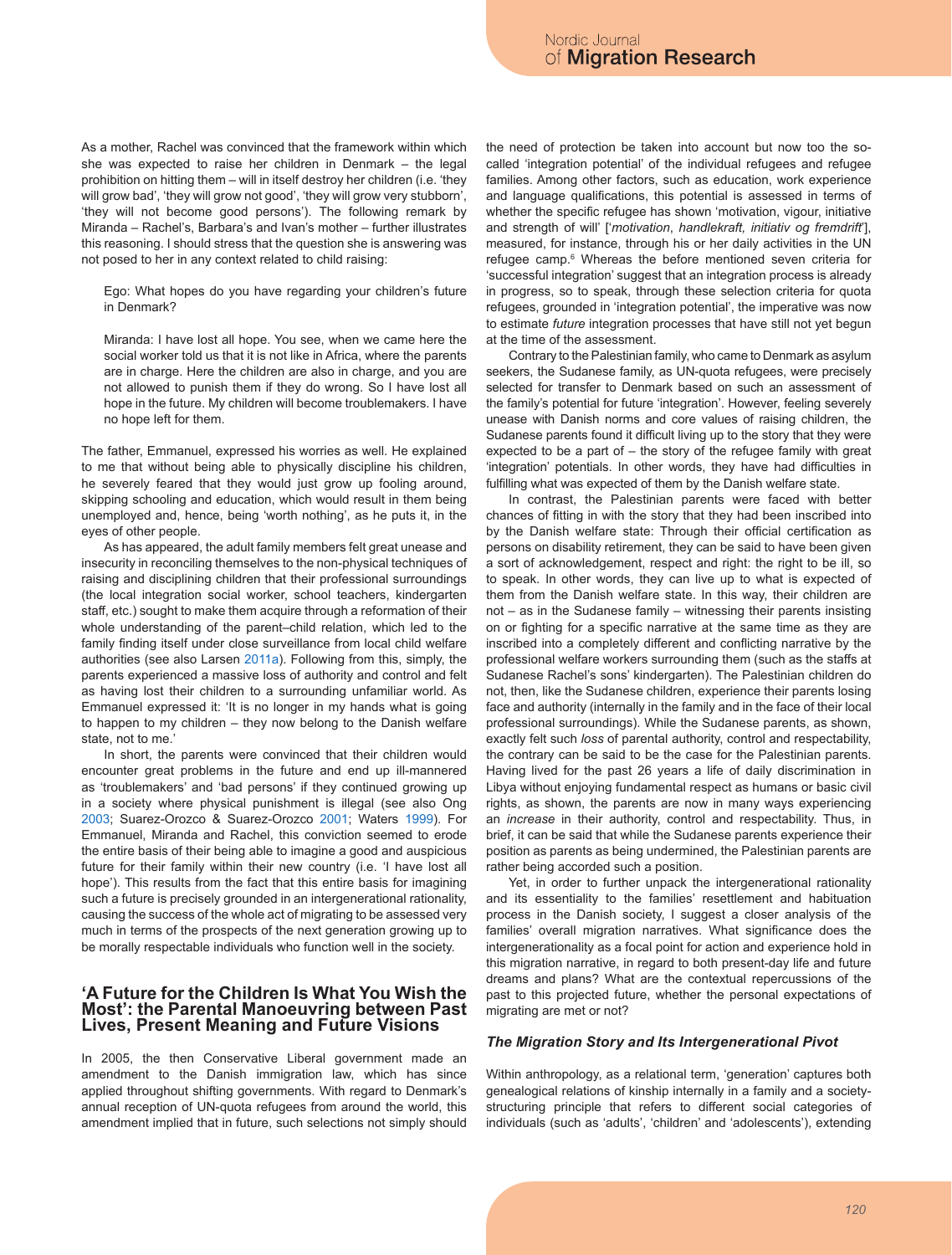As a mother, Rachel was convinced that the framework within which she was expected to raise her children in Denmark – the legal prohibition on hitting them – will in itself destroy her children (i.e. 'they will grow bad', 'they will grow not good', 'they will grow very stubborn', 'they will not become good persons'). The following remark by Miranda – Rachel's, Barbara's and Ivan's mother – further illustrates this reasoning. I should stress that the question she is answering was not posed to her in any context related to child raising:

> Ego: What hopes do you have regarding your children's future in Denmark?
>
> Miranda: I have lost all hope. You see, when we came here the social worker told us that it is not like in Africa, where the parents are in charge. Here the children are also in charge, and you are not allowed to punish them if they do wrong. So I have lost all hope in the future. My children will become troublemakers. I have no hope left for them.

The father, Emmanuel, expressed his worries as well. He explained to me that without being able to physically discipline his children, he severely feared that they would just grow up fooling around, skipping schooling and education, which would result in them being unemployed and, hence, being 'worth nothing', as he puts it, in the eyes of other people.

As has appeared, the adult family members felt great unease and insecurity in reconciling themselves to the non-physical techniques of raising and disciplining children that their professional surroundings (the local integration social worker, school teachers, kindergarten staff, etc.) sought to make them acquire through a reformation of their whole understanding of the parent–child relation, which led to the family finding itself under close surveillance from local child welfare authorities (see also Larsen 2011a). Following from this, simply, the parents experienced a massive loss of authority and control and felt as having lost their children to a surrounding unfamiliar world. As Emmanuel expressed it: 'It is no longer in my hands what is going to happen to my children – they now belong to the Danish welfare state, not to me.'

In short, the parents were convinced that their children would encounter great problems in the future and end up ill-mannered as 'troublemakers' and 'bad persons' if they continued growing up in a society where physical punishment is illegal (see also Ong 2003; Suarez-Orozco & Suarez-Orozco 2001; Waters 1999). For Emmanuel, Miranda and Rachel, this conviction seemed to erode the entire basis of their being able to imagine a good and auspicious future for their family within their new country (i.e. 'I have lost all hope'). This results from the fact that this entire basis for imagining such a future is precisely grounded in an intergenerational rationality, causing the success of the whole act of migrating to be assessed very much in terms of the prospects of the next generation growing up to be morally respectable individuals who function well in the society.

## 'A Future for the Children Is What You Wish the Most': the Parental Manoeuvring between Past Lives, Present Meaning and Future Visions

In 2005, the then Conservative Liberal government made an amendment to the Danish immigration law, which has since applied throughout shifting governments. With regard to Denmark's annual reception of UN-quota refugees from around the world, this amendment implied that in future, such selections not simply should the need of protection be taken into account but now too the so-called 'integration potential' of the individual refugees and refugee families. Among other factors, such as education, work experience and language qualifications, this potential is assessed in terms of whether the specific refugee has shown 'motivation, vigour, initiative and strength of will' ['*motivation*, *handlekraft, initiativ og fremdrift*'], measured, for instance, through his or her daily activities in the UN refugee camp.[6] Whereas the before mentioned seven criteria for 'successful integration' suggest that an integration process is already in progress, so to speak, through these selection criteria for quota refugees, grounded in 'integration potential', the imperative was now to estimate *future* integration processes that have still not yet begun at the time of the assessment.

Contrary to the Palestinian family, who came to Denmark as asylum seekers, the Sudanese family, as UN-quota refugees, were precisely selected for transfer to Denmark based on such an assessment of the family's potential for future 'integration'. However, feeling severely unease with Danish norms and core values of raising children, the Sudanese parents found it difficult living up to the story that they were expected to be a part of – the story of the refugee family with great 'integration' potentials. In other words, they have had difficulties in fulfilling what was expected of them by the Danish welfare state.

In contrast, the Palestinian parents were faced with better chances of fitting in with the story that they had been inscribed into by the Danish welfare state: Through their official certification as persons on disability retirement, they can be said to have been given a sort of acknowledgement, respect and right: the right to be ill, so to speak. In other words, they can live up to what is expected of them from the Danish welfare state. In this way, their children are not – as in the Sudanese family – witnessing their parents insisting on or fighting for a specific narrative at the same time as they are inscribed into a completely different and conflicting narrative by the professional welfare workers surrounding them (such as the staffs at Sudanese Rachel's sons' kindergarten). The Palestinian children do not, then, like the Sudanese children, experience their parents losing face and authority (internally in the family and in the face of their local professional surroundings). While the Sudanese parents, as shown, exactly felt such *loss* of parental authority, control and respectability, the contrary can be said to be the case for the Palestinian parents. Having lived for the past 26 years a life of daily discrimination in Libya without enjoying fundamental respect as humans or basic civil rights, as shown, the parents are now in many ways experiencing an *increase* in their authority, control and respectability. Thus, in brief, it can be said that while the Sudanese parents experience their position as parents as being undermined, the Palestinian parents are rather being accorded such a position.

Yet, in order to further unpack the intergenerational rationality and its essentiality to the families' resettlement and habituation process in the Danish society, I suggest a closer analysis of the families' overall migration narratives. What significance does the intergenerationality as a focal point for action and experience hold in this migration narrative, in regard to both present-day life and future dreams and plans? What are the contextual repercussions of the past to this projected future, whether the personal expectations of migrating are met or not?

### *The Migration Story and Its Intergenerational Pivot*

Within anthropology, as a relational term, 'generation' captures both genealogical relations of kinship internally in a family and a society-structuring principle that refers to different social categories of individuals (such as 'adults', 'children' and 'adolescents'), extending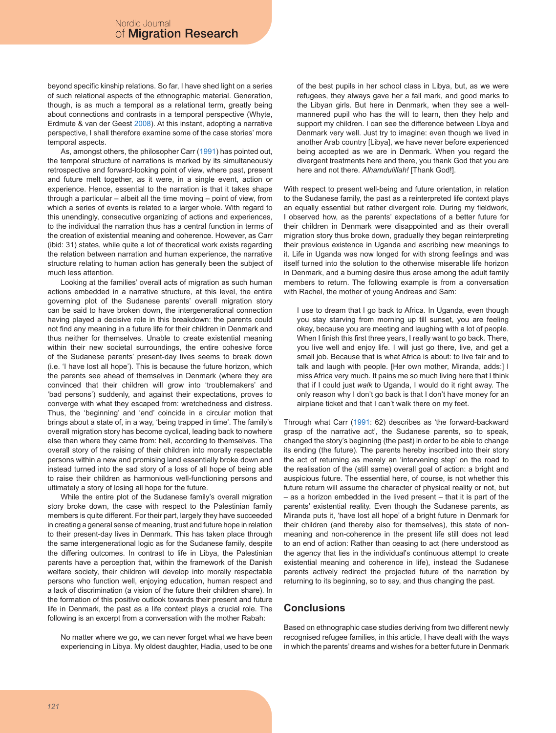beyond specific kinship relations. So far, I have shed light on a series of such relational aspects of the ethnographic material. Generation, though, is as much a temporal as a relational term, greatly being about connections and contrasts in a temporal perspective (Whyte, Erdmute & van der Geest 2008). At this instant, adopting a narrative perspective, I shall therefore examine some of the case stories' more temporal aspects.

As, amongst others, the philosopher Carr (1991) has pointed out, the temporal structure of narrations is marked by its simultaneously retrospective and forward-looking point of view, where past, present and future melt together, as it were, in a single event, action or experience. Hence, essential to the narration is that it takes shape through a particular – albeit all the time moving – point of view, from which a series of events is related to a larger whole. With regard to this unendingly, consecutive organizing of actions and experiences, to the individual the narration thus has a central function in terms of the creation of existential meaning and coherence. However, as Carr (ibid: 31) states, while quite a lot of theoretical work exists regarding the relation between narration and human experience, the narrative structure relating to human action has generally been the subject of much less attention.

Looking at the families' overall acts of migration as such human actions embedded in a narrative structure, at this level, the entire governing plot of the Sudanese parents' overall migration story can be said to have broken down, the intergenerational connection having played a decisive role in this breakdown: the parents could not find any meaning in a future life for their children in Denmark and thus neither for themselves. Unable to create existential meaning within their new societal surroundings, the entire cohesive force of the Sudanese parents' present-day lives seems to break down (i.e. 'I have lost all hope'). This is because the future horizon, which the parents see ahead of themselves in Denmark (where they are convinced that their children will grow into 'troublemakers' and 'bad persons') suddenly, and against their expectations, proves to converge with what they escaped from: wretchedness and distress. Thus, the 'beginning' and 'end' coincide in a circular motion that brings about a state of, in a way, 'being trapped in time'. The family's overall migration story has become cyclical, leading back to nowhere else than where they came from: hell, according to themselves. The overall story of the raising of their children into morally respectable persons within a new and promising land essentially broke down and instead turned into the sad story of a loss of all hope of being able to raise their children as harmonious well-functioning persons and ultimately a story of losing all hope for the future.

While the entire plot of the Sudanese family's overall migration story broke down, the case with respect to the Palestinian family members is quite different. For their part, largely they have succeeded in creating a general sense of meaning, trust and future hope in relation to their present-day lives in Denmark. This has taken place through the same intergenerational logic as for the Sudanese family, despite the differing outcomes. In contrast to life in Libya, the Palestinian parents have a perception that, within the framework of the Danish welfare society, their children will develop into morally respectable persons who function well, enjoying education, human respect and a lack of discrimination (a vision of the future their children share). In the formation of this positive outlook towards their present and future life in Denmark, the past as a life context plays a crucial role. The following is an excerpt from a conversation with the mother Rabah:

> No matter where we go, we can never forget what we have been experiencing in Libya. My oldest daughter, Hadia, used to be one of the best pupils in her school class in Libya, but, as we were refugees, they always gave her a fail mark, and good marks to the Libyan girls. But here in Denmark, when they see a well-mannered pupil who has the will to learn, then they help and support my children. I can see the difference between Libya and Denmark very well. Just try to imagine: even though we lived in another Arab country [Libya], we have never before experienced being accepted as we are in Denmark. When you regard the divergent treatments here and there, you thank God that you are here and not there. *Alhamdulillah!* [Thank God!].

With respect to present well-being and future orientation, in relation to the Sudanese family, the past as a reinterpreted life context plays an equally essential but rather divergent role. During my fieldwork, I observed how, as the parents' expectations of a better future for their children in Denmark were disappointed and as their overall migration story thus broke down, gradually they began reinterpreting their previous existence in Uganda and ascribing new meanings to it. Life in Uganda was now longed for with strong feelings and was itself turned into the solution to the otherwise miserable life horizon in Denmark, and a burning desire thus arose among the adult family members to return. The following example is from a conversation with Rachel, the mother of young Andreas and Sam:

> I use to dream that I go back to Africa. In Uganda, even though you stay starving from morning up till sunset, you are feeling okay, because you are meeting and laughing with a lot of people. When I finish this first three years, I really want to go back. There, you live well and enjoy life. I will just go there, live, and get a small job. Because that is what Africa is about: to live fair and to talk and laugh with people. [Her own mother, Miranda, adds:] I miss Africa very much. It pains me so much living here that I think that if I could just *walk* to Uganda, I would do it right away. The only reason why I don't go back is that I don't have money for an airplane ticket and that I can't walk there on my feet.

Through what Carr (1991: 62) describes as 'the forward-backward grasp of the narrative act', the Sudanese parents, so to speak, changed the story's beginning (the past) in order to be able to change its ending (the future). The parents hereby inscribed into their story the act of returning as merely an 'intervening step' on the road to the realisation of the (still same) overall goal of action: a bright and auspicious future. The essential here, of course, is not whether this future return will assume the character of physical reality or not, but – as a horizon embedded in the lived present – that it is part of the parents' existential reality. Even though the Sudanese parents, as Miranda puts it, 'have lost all hope' of a bright future in Denmark for their children (and thereby also for themselves), this state of non-meaning and non-coherence in the present life still does not lead to an end of action: Rather than ceasing to act (here understood as the agency that lies in the individual's continuous attempt to create existential meaning and coherence in life), instead the Sudanese parents actively redirect the projected future of the narration by returning to its beginning, so to say, and thus changing the past.

## Conclusions

Based on ethnographic case studies deriving from two different newly recognised refugee families, in this article, I have dealt with the ways in which the parents' dreams and wishes for a better future in Denmark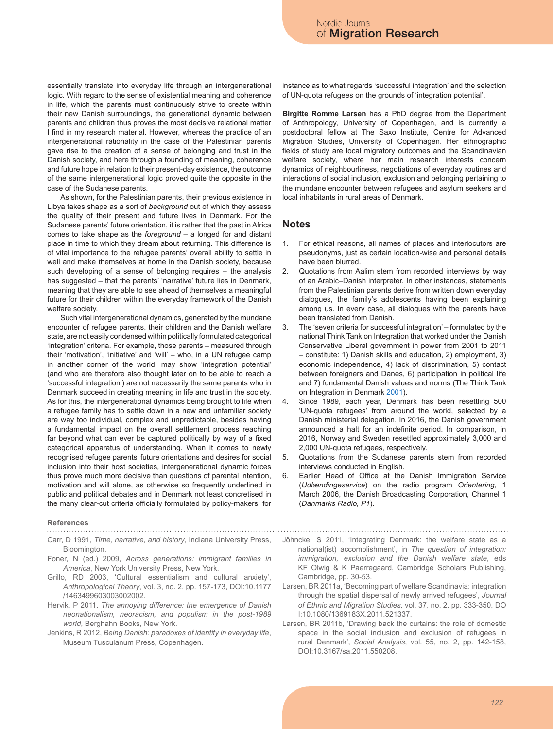essentially translate into everyday life through an intergenerational logic. With regard to the sense of existential meaning and coherence in life, which the parents must continuously strive to create within their new Danish surroundings, the generational dynamic between parents and children thus proves the most decisive relational matter I find in my research material. However, whereas the practice of an intergenerational rationality in the case of the Palestinian parents gave rise to the creation of a sense of belonging and trust in the Danish society, and here through a founding of meaning, coherence and future hope in relation to their present-day existence, the outcome of the same intergenerational logic proved quite the opposite in the case of the Sudanese parents.

As shown, for the Palestinian parents, their previous existence in Libya takes shape as a sort of *background* out of which they assess the quality of their present and future lives in Denmark. For the Sudanese parents' future orientation, it is rather that the past in Africa comes to take shape as the *foreground* – a longed for and distant place in time to which they dream about returning. This difference is of vital importance to the refugee parents' overall ability to settle in well and make themselves at home in the Danish society, because such developing of a sense of belonging requires – the analysis has suggested – that the parents' 'narrative' future lies in Denmark, meaning that they are able to see ahead of themselves a meaningful future for their children within the everyday framework of the Danish welfare society.

Such vital intergenerational dynamics, generated by the mundane encounter of refugee parents, their children and the Danish welfare state, are not easily condensed within politically formulated categorical 'integration' criteria. For example, those parents – measured through their 'motivation', 'initiative' and 'will' – who, in a UN refugee camp in another corner of the world, may show 'integration potential' (and who are therefore also thought later on to be able to reach a 'successful integration') are not necessarily the same parents who in Denmark succeed in creating meaning in life and trust in the society. As for this, the intergenerational dynamics being brought to life when a refugee family has to settle down in a new and unfamiliar society are way too individual, complex and unpredictable, besides having a fundamental impact on the overall settlement process reaching far beyond what can ever be captured politically by way of a fixed categorical apparatus of understanding. When it comes to newly recognised refugee parents' future orientations and desires for social inclusion into their host societies, intergenerational dynamic forces thus prove much more decisive than questions of parental intention, motivation and will alone, as otherwise so frequently underlined in public and political debates and in Denmark not least concretised in the many clear-cut criteria officially formulated by policy-makers, for instance as to what regards 'successful integration' and the selection of UN-quota refugees on the grounds of 'integration potential'.

**Birgitte Romme Larsen** has a PhD degree from the Department of Anthropology, University of Copenhagen, and is currently a postdoctoral fellow at The Saxo Institute, Centre for Advanced Migration Studies, University of Copenhagen. Her ethnographic fields of study are local migratory outcomes and the Scandinavian welfare society, where her main research interests concern dynamics of neighbourliness, negotiations of everyday routines and interactions of social inclusion, exclusion and belonging pertaining to the mundane encounter between refugees and asylum seekers and local inhabitants in rural areas of Denmark.

## Notes

1. For ethical reasons, all names of places and interlocutors are pseudonyms, just as certain location-wise and personal details have been blurred.
2. Quotations from Aalim stem from recorded interviews by way of an Arabic–Danish interpreter. In other instances, statements from the Palestinian parents derive from written down everyday dialogues, the family's adolescents having been explaining among us. In every case, all dialogues with the parents have been translated from Danish.
3. The 'seven criteria for successful integration' – formulated by the national Think Tank on Integration that worked under the Danish Conservative Liberal government in power from 2001 to 2011 – constitute: 1) Danish skills and education, 2) employment, 3) economic independence, 4) lack of discrimination, 5) contact between foreigners and Danes, 6) participation in political life and 7) fundamental Danish values and norms (The Think Tank on Integration in Denmark 2001).
4. Since 1989, each year, Denmark has been resettling 500 'UN-quota refugees' from around the world, selected by a Danish ministerial delegation. In 2016, the Danish government announced a halt for an indefinite period. In comparison, in 2016, Norway and Sweden resettled approximately 3,000 and 2,000 UN-quota refugees, respectively.
5. Quotations from the Sudanese parents stem from recorded interviews conducted in English.
6. Earlier Head of Office at the Danish Immigration Service (*Udlændingeservice*) on the radio program *Orientering*, 1 March 2006, the Danish Broadcasting Corporation, Channel 1 (*Danmarks Radio, P1*).

### References

Carr, D 1991, *Time, narrative, and history*, Indiana University Press, Bloomington.

Foner, N (ed.) 2009, *Across generations: immigrant families in America*, New York University Press, New York.

Grillo, RD 2003, 'Cultural essentialism and cultural anxiety', *Anthropological Theory*, vol. 3, no. 2, pp. 157-173, DOI:10.1177/1463499603003002002.

Hervik, P 2011, *The annoying difference: the emergence of Danish neonationalism, neoracism, and populism in the post-1989 world*, Berghahn Books, New York.

Jenkins, R 2012, *Being Danish: paradoxes of identity in everyday life*, Museum Tusculanum Press, Copenhagen.

Jöhncke, S 2011, 'Integrating Denmark: the welfare state as a national(ist) accomplishment', in *The question of integration: immigration, exclusion and the Danish welfare state*, eds KF Olwig & K Paerregaard, Cambridge Scholars Publishing, Cambridge, pp. 30-53.

Larsen, BR 2011a, 'Becoming part of welfare Scandinavia: integration through the spatial dispersal of newly arrived refugees', *Journal of Ethnic and Migration Studies*, vol. 37, no. 2, pp. 333-350, DOI:10.1080/1369183X.2011.521337.

Larsen, BR 2011b, 'Drawing back the curtains: the role of domestic space in the social inclusion and exclusion of refugees in rural Denmark', *Social Analysis*, vol. 55, no. 2, pp. 142-158, DOI:10.3167/sa.2011.550208.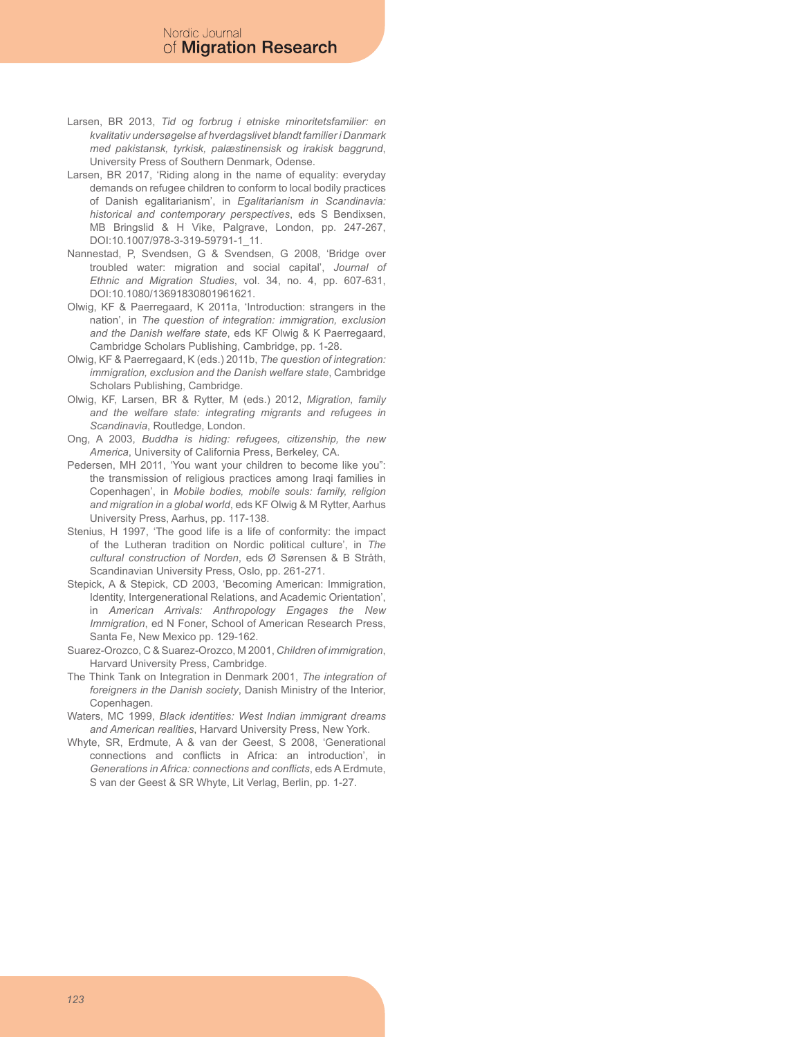Larsen, BR 2013, *Tid og forbrug i etniske minoritetsfamilier: en kvalitativ undersøgelse af hverdagslivet blandt familier i Danmark med pakistansk, tyrkisk, palæstinensisk og irakisk baggrund*, University Press of Southern Denmark, Odense.

Larsen, BR 2017, 'Riding along in the name of equality: everyday demands on refugee children to conform to local bodily practices of Danish egalitarianism', in *Egalitarianism in Scandinavia: historical and contemporary perspectives*, eds S Bendixsen, MB Bringslid & H Vike, Palgrave, London, pp. 247-267, DOI:10.1007/978-3-319-59791-1_11.

Nannestad, P, Svendsen, G & Svendsen, G 2008, 'Bridge over troubled water: migration and social capital', *Journal of Ethnic and Migration Studies*, vol. 34, no. 4, pp. 607-631, DOI:10.1080/13691830801961621.

Olwig, KF & Paerregaard, K 2011a, 'Introduction: strangers in the nation', in *The question of integration: immigration, exclusion and the Danish welfare state*, eds KF Olwig & K Paerregaard, Cambridge Scholars Publishing, Cambridge, pp. 1-28.

Olwig, KF & Paerregaard, K (eds.) 2011b, *The question of integration: immigration, exclusion and the Danish welfare state*, Cambridge Scholars Publishing, Cambridge.

Olwig, KF, Larsen, BR & Rytter, M (eds.) 2012, *Migration, family and the welfare state: integrating migrants and refugees in Scandinavia*, Routledge, London.

Ong, A 2003, *Buddha is hiding: refugees, citizenship, the new America*, University of California Press, Berkeley, CA.

Pedersen, MH 2011, 'You want your children to become like you": the transmission of religious practices among Iraqi families in Copenhagen', in *Mobile bodies, mobile souls: family, religion and migration in a global world*, eds KF Olwig & M Rytter, Aarhus University Press, Aarhus, pp. 117-138.

Stenius, H 1997, 'The good life is a life of conformity: the impact of the Lutheran tradition on Nordic political culture', in *The cultural construction of Norden*, eds Ø Sørensen & B Stråth, Scandinavian University Press, Oslo, pp. 261-271.

Stepick, A & Stepick, CD 2003, 'Becoming American: Immigration, Identity, Intergenerational Relations, and Academic Orientation', in *American Arrivals: Anthropology Engages the New Immigration*, ed N Foner, School of American Research Press, Santa Fe, New Mexico pp. 129-162.

Suarez-Orozco, C & Suarez-Orozco, M 2001, *Children of immigration*, Harvard University Press, Cambridge.

The Think Tank on Integration in Denmark 2001, *The integration of foreigners in the Danish society*, Danish Ministry of the Interior, Copenhagen.

Waters, MC 1999, *Black identities: West Indian immigrant dreams and American realities*, Harvard University Press, New York.

Whyte, SR, Erdmute, A & van der Geest, S 2008, 'Generational connections and conflicts in Africa: an introduction', in *Generations in Africa: connections and conflicts*, eds A Erdmute, S van der Geest & SR Whyte, Lit Verlag, Berlin, pp. 1-27.